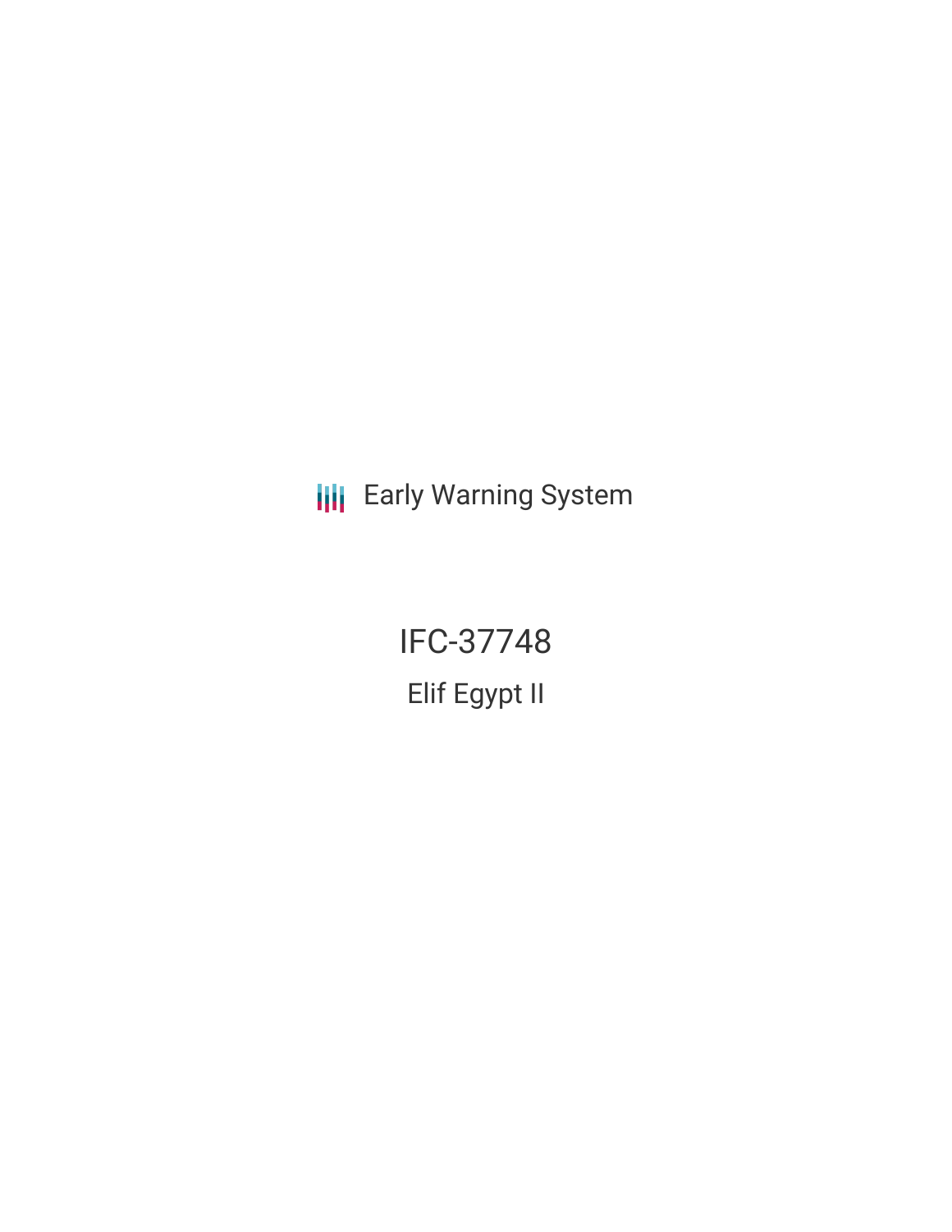Early Warning System

# IFC-37748

## Elif Egypt II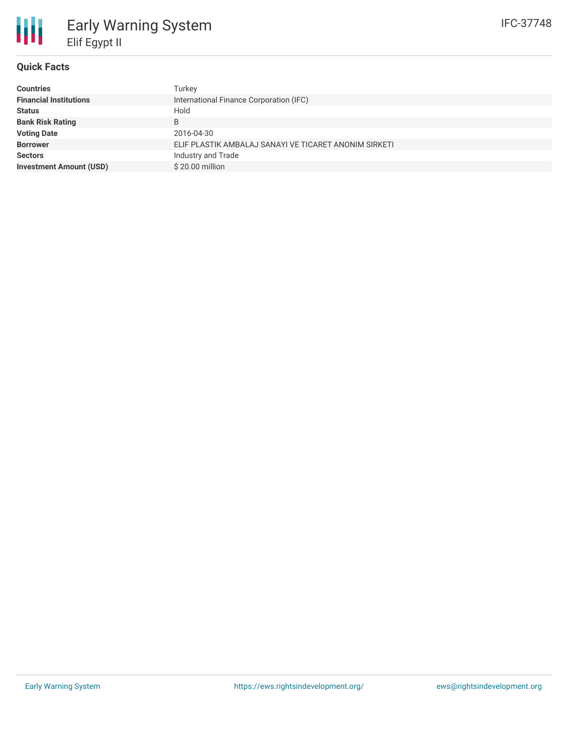# Early Warning System

## Elif Egypt II

IFC-37748

### Quick Facts

| | |
|---|---|
| **Countries** | Turkey |
| **Financial Institutions** | International Finance Corporation (IFC) |
| **Status** | Hold |
| **Bank Risk Rating** | B |
| **Voting Date** | 2016-04-30 |
| **Borrower** | ELIF PLASTIK AMBALAJ SANAYI VE TICARET ANONIM SIRKETI |
| **Sectors** | Industry and Trade |
| **Investment Amount (USD)** | $ 20.00 million |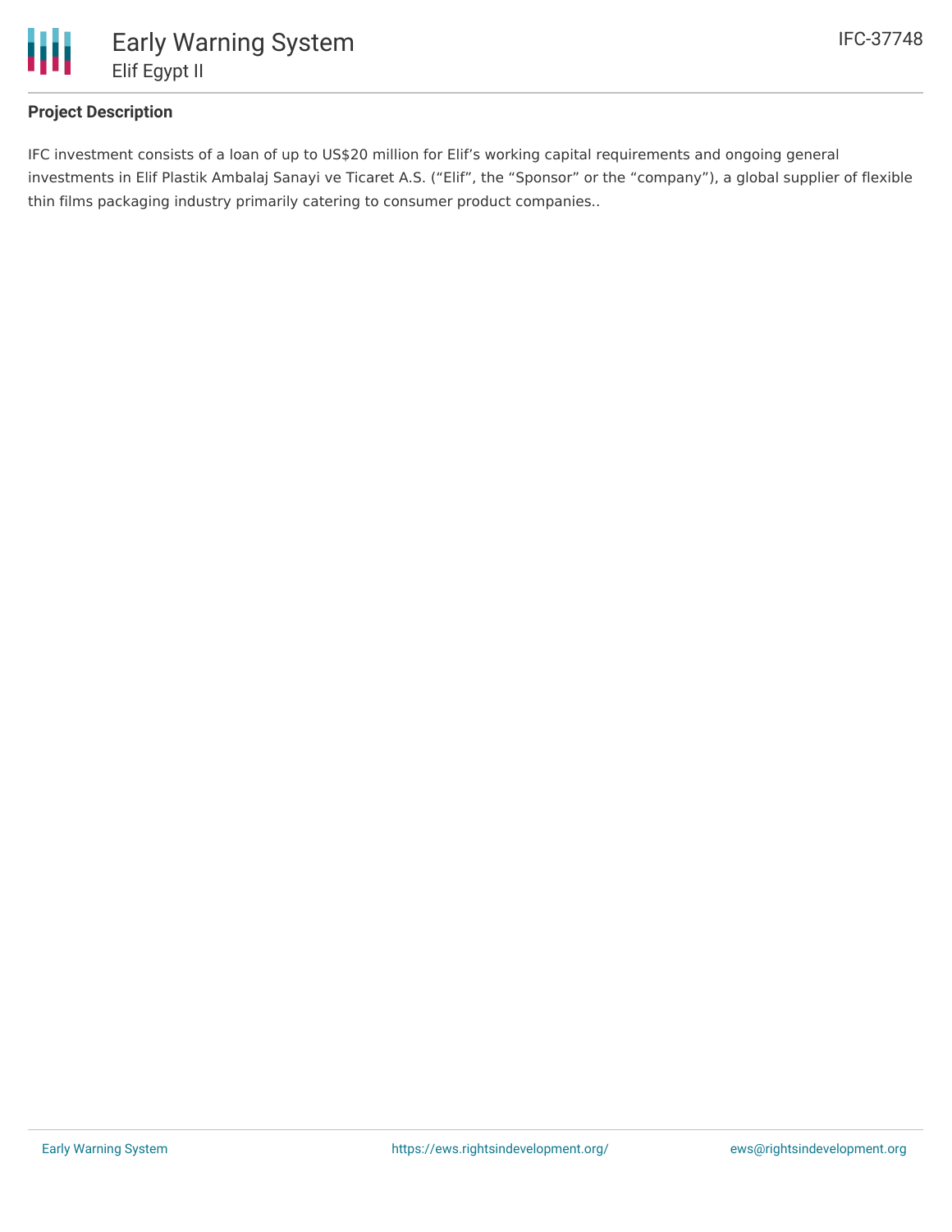## Project Description

IFC investment consists of a loan of up to US$20 million for Elif's working capital requirements and ongoing general investments in Elif Plastik Ambalaj Sanayi ve Ticaret A.S. ("Elif", the "Sponsor" or the "company"), a global supplier of flexible thin films packaging industry primarily catering to consumer product companies..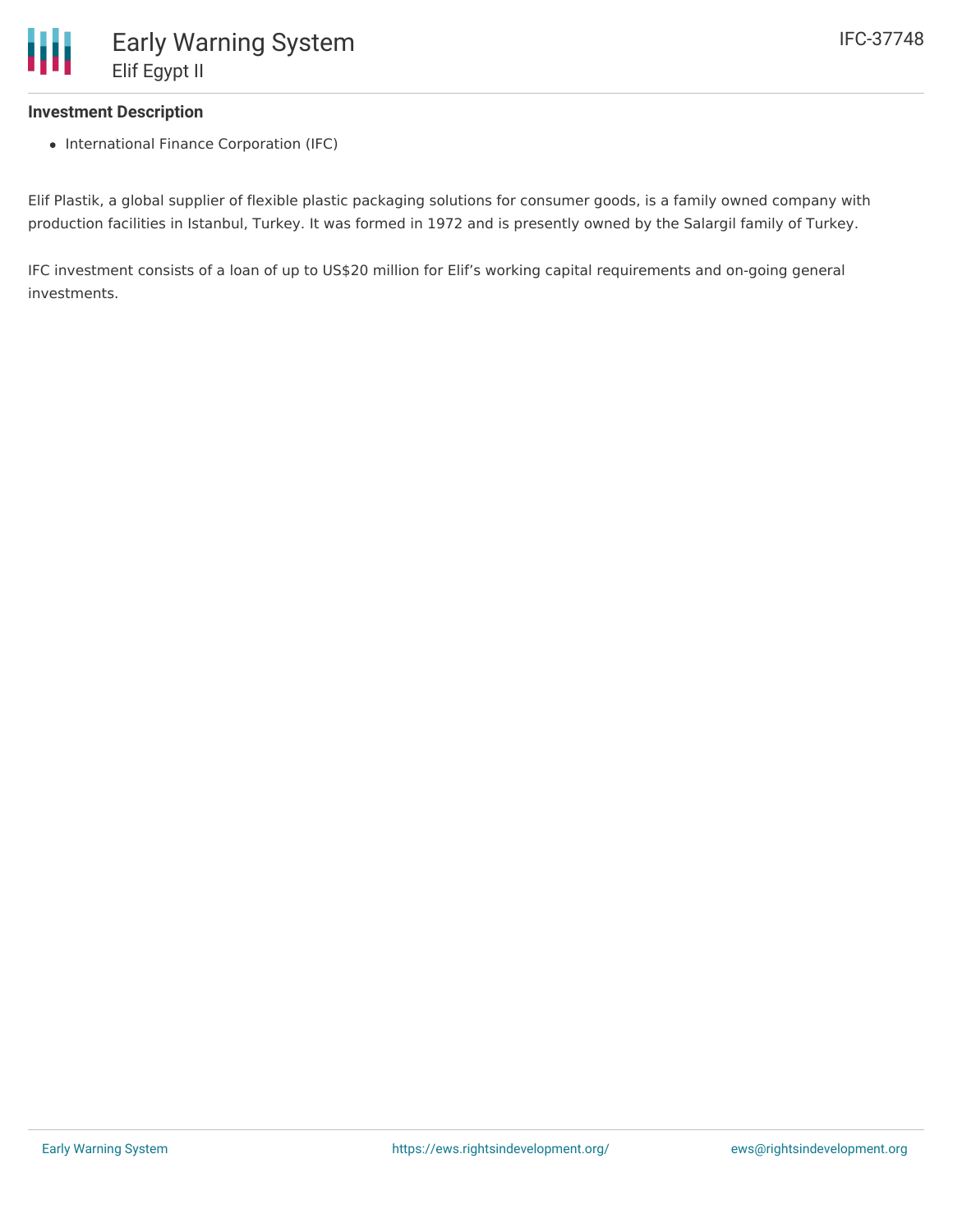### Investment Description

- International Finance Corporation (IFC)

Elif Plastik, a global supplier of flexible plastic packaging solutions for consumer goods, is a family owned company with production facilities in Istanbul, Turkey. It was formed in 1972 and is presently owned by the Salargil family of Turkey.

IFC investment consists of a loan of up to US$20 million for Elif's working capital requirements and on-going general investments.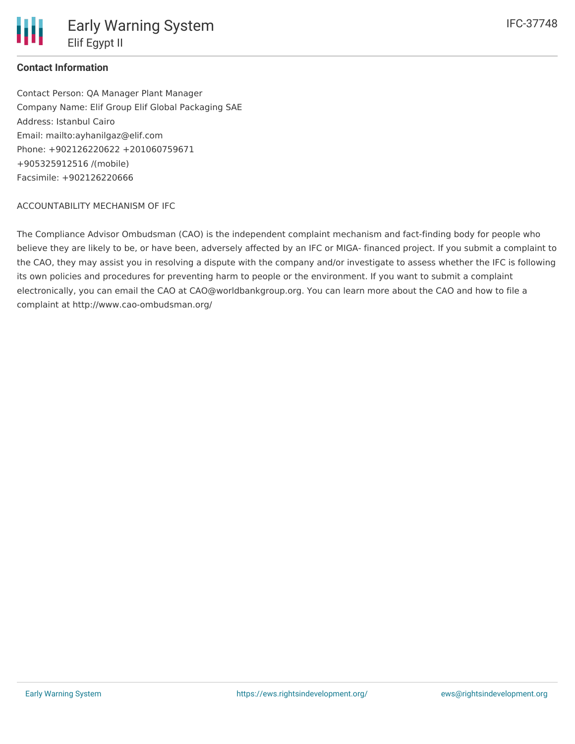## Contact Information

Contact Person: QA Manager Plant Manager
Company Name: Elif Group Elif Global Packaging SAE
Address: Istanbul Cairo
Email: mailto:ayhanilgaz@elif.com
Phone: +902126220622 +201060759671
+905325912516 /(mobile)
Facsimile: +902126220666

ACCOUNTABILITY MECHANISM OF IFC

The Compliance Advisor Ombudsman (CAO) is the independent complaint mechanism and fact-finding body for people who believe they are likely to be, or have been, adversely affected by an IFC or MIGA- financed project. If you submit a complaint to the CAO, they may assist you in resolving a dispute with the company and/or investigate to assess whether the IFC is following its own policies and procedures for preventing harm to people or the environment. If you want to submit a complaint electronically, you can email the CAO at CAO@worldbankgroup.org. You can learn more about the CAO and how to file a complaint at http://www.cao-ombudsman.org/